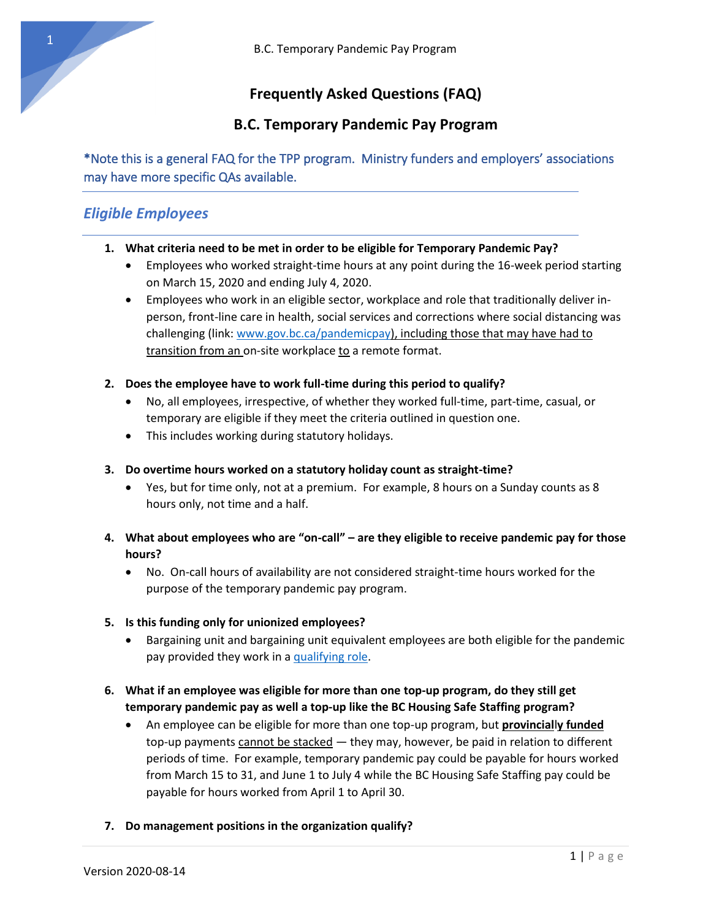# Frequently Asked Questions (FAQ)

## B.C. Temporary Pandemic Pay Program

*Note this is a general FAQ for the TPP program. Ministry funders and employers' associations may have more specific QAs available.

---

## *Eligible Employees*

---

1. **What criteria need to be met in order to be eligible for Temporary Pandemic Pay?**
   - Employees who worked straight-time hours at any point during the 16-week period starting on March 15, 2020 and ending July 4, 2020.
   - Employees who work in an eligible sector, workplace and role that traditionally deliver in-person, front-line care in health, social services and corrections where social distancing was challenging (link: www.gov.bc.ca/pandemicpay), including those that may have had to transition from an on-site workplace to a remote format.

2. **Does the employee have to work full-time during this period to qualify?**
   - No, all employees, irrespective, of whether they worked full-time, part-time, casual, or temporary are eligible if they meet the criteria outlined in question one.
   - This includes working during statutory holidays.

3. **Do overtime hours worked on a statutory holiday count as straight-time?**
   - Yes, but for time only, not at a premium. For example, 8 hours on a Sunday counts as 8 hours only, not time and a half.

4. **What about employees who are "on-call" – are they eligible to receive pandemic pay for those hours?**
   - No. On-call hours of availability are not considered straight-time hours worked for the purpose of the temporary pandemic pay program.

5. **Is this funding only for unionized employees?**
   - Bargaining unit and bargaining unit equivalent employees are both eligible for the pandemic pay provided they work in a qualifying role.

6. **What if an employee was eligible for more than one top-up program, do they still get temporary pandemic pay as well a top-up like the BC Housing Safe Staffing program?**
   - An employee can be eligible for more than one top-up program, but **provincially funded** top-up payments cannot be stacked — they may, however, be paid in relation to different periods of time. For example, temporary pandemic pay could be payable for hours worked from March 15 to 31, and June 1 to July 4 while the BC Housing Safe Staffing pay could be payable for hours worked from April 1 to April 30.

7. **Do management positions in the organization qualify?**

Version 2020-08-14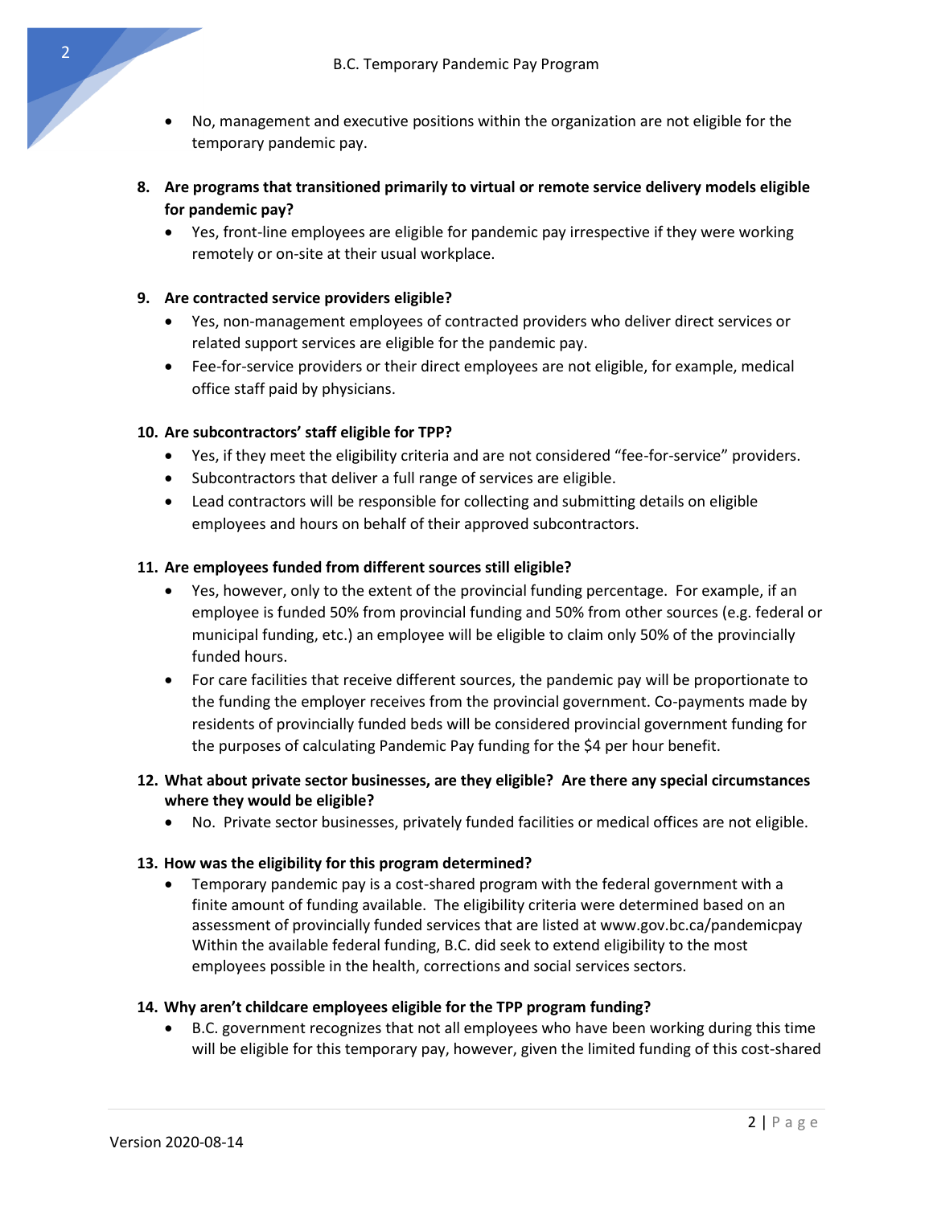- No, management and executive positions within the organization are not eligible for the temporary pandemic pay.

**8. Are programs that transitioned primarily to virtual or remote service delivery models eligible for pandemic pay?**

- Yes, front-line employees are eligible for pandemic pay irrespective if they were working remotely or on-site at their usual workplace.

**9. Are contracted service providers eligible?**

- Yes, non-management employees of contracted providers who deliver direct services or related support services are eligible for the pandemic pay.
- Fee-for-service providers or their direct employees are not eligible, for example, medical office staff paid by physicians.

**10. Are subcontractors' staff eligible for TPP?**

- Yes, if they meet the eligibility criteria and are not considered "fee-for-service" providers.
- Subcontractors that deliver a full range of services are eligible.
- Lead contractors will be responsible for collecting and submitting details on eligible employees and hours on behalf of their approved subcontractors.

**11. Are employees funded from different sources still eligible?**

- Yes, however, only to the extent of the provincial funding percentage. For example, if an employee is funded 50% from provincial funding and 50% from other sources (e.g. federal or municipal funding, etc.) an employee will be eligible to claim only 50% of the provincially funded hours.
- For care facilities that receive different sources, the pandemic pay will be proportionate to the funding the employer receives from the provincial government. Co-payments made by residents of provincially funded beds will be considered provincial government funding for the purposes of calculating Pandemic Pay funding for the $4 per hour benefit.

**12. What about private sector businesses, are they eligible? Are there any special circumstances where they would be eligible?**

- No. Private sector businesses, privately funded facilities or medical offices are not eligible.

**13. How was the eligibility for this program determined?**

- Temporary pandemic pay is a cost-shared program with the federal government with a finite amount of funding available. The eligibility criteria were determined based on an assessment of provincially funded services that are listed at www.gov.bc.ca/pandemicpay Within the available federal funding, B.C. did seek to extend eligibility to the most employees possible in the health, corrections and social services sectors.

**14. Why aren't childcare employees eligible for the TPP program funding?**

- B.C. government recognizes that not all employees who have been working during this time will be eligible for this temporary pay, however, given the limited funding of this cost-shared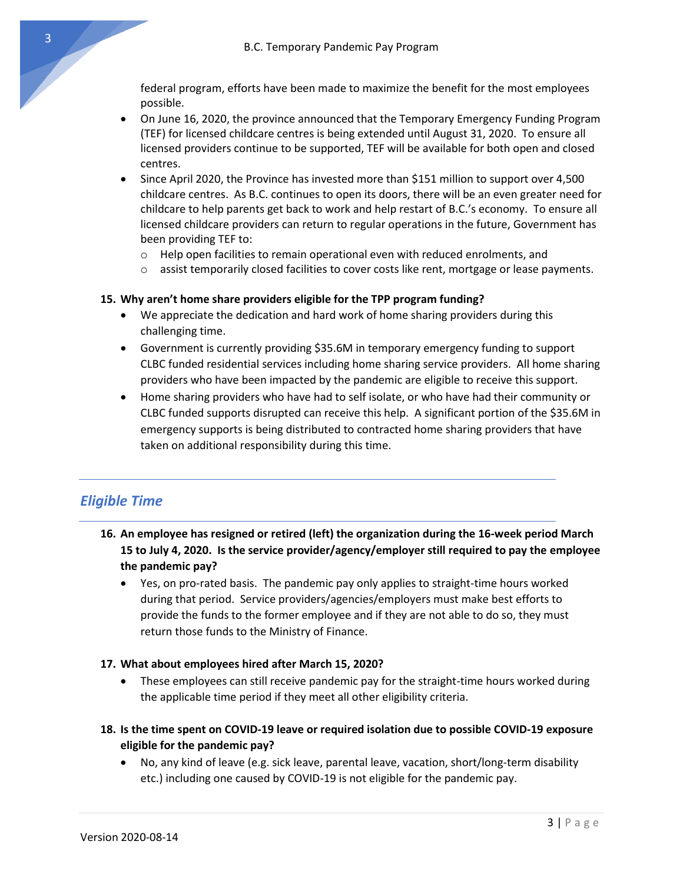federal program, efforts have been made to maximize the benefit for the most employees possible.

- On June 16, 2020, the province announced that the Temporary Emergency Funding Program (TEF) for licensed childcare centres is being extended until August 31, 2020. To ensure all licensed providers continue to be supported, TEF will be available for both open and closed centres.
- Since April 2020, the Province has invested more than $151 million to support over 4,500 childcare centres. As B.C. continues to open its doors, there will be an even greater need for childcare to help parents get back to work and help restart of B.C.'s economy. To ensure all licensed childcare providers can return to regular operations in the future, Government has been providing TEF to:
  - Help open facilities to remain operational even with reduced enrolments, and
  - assist temporarily closed facilities to cover costs like rent, mortgage or lease payments.

**15. Why aren't home share providers eligible for the TPP program funding?**

- We appreciate the dedication and hard work of home sharing providers during this challenging time.
- Government is currently providing $35.6M in temporary emergency funding to support CLBC funded residential services including home sharing service providers. All home sharing providers who have been impacted by the pandemic are eligible to receive this support.
- Home sharing providers who have had to self isolate, or who have had their community or CLBC funded supports disrupted can receive this help. A significant portion of the $35.6M in emergency supports is being distributed to contracted home sharing providers that have taken on additional responsibility during this time.

## *Eligible Time*

**16. An employee has resigned or retired (left) the organization during the 16-week period March 15 to July 4, 2020. Is the service provider/agency/employer still required to pay the employee the pandemic pay?**

- Yes, on pro-rated basis. The pandemic pay only applies to straight-time hours worked during that period. Service providers/agencies/employers must make best efforts to provide the funds to the former employee and if they are not able to do so, they must return those funds to the Ministry of Finance.

**17. What about employees hired after March 15, 2020?**

- These employees can still receive pandemic pay for the straight-time hours worked during the applicable time period if they meet all other eligibility criteria.

**18. Is the time spent on COVID-19 leave or required isolation due to possible COVID-19 exposure eligible for the pandemic pay?**

- No, any kind of leave (e.g. sick leave, parental leave, vacation, short/long-term disability etc.) including one caused by COVID-19 is not eligible for the pandemic pay.

Version 2020-08-14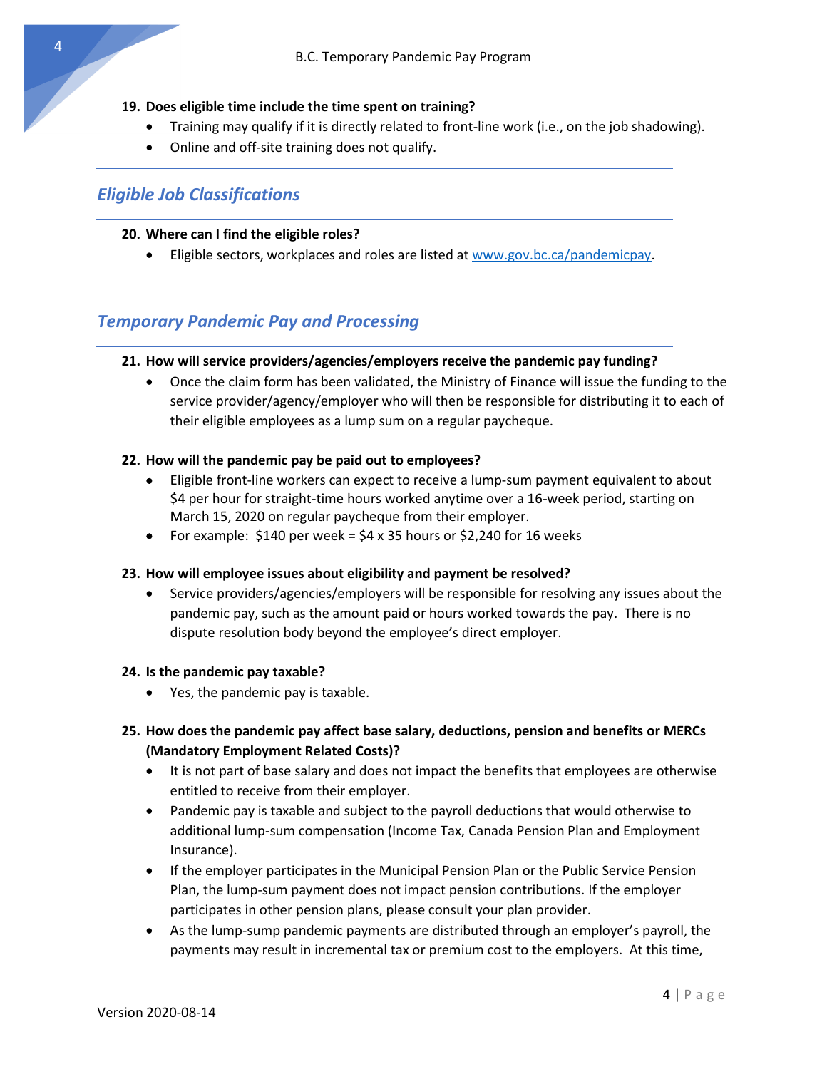19. **Does eligible time include the time spent on training?**
    - Training may qualify if it is directly related to front-line work (i.e., on the job shadowing).
    - Online and off-site training does not qualify.

## *Eligible Job Classifications*

20. **Where can I find the eligible roles?**
    - Eligible sectors, workplaces and roles are listed at [www.gov.bc.ca/pandemicpay](http://www.gov.bc.ca/pandemicpay).

## *Temporary Pandemic Pay and Processing*

21. **How will service providers/agencies/employers receive the pandemic pay funding?**
    - Once the claim form has been validated, the Ministry of Finance will issue the funding to the service provider/agency/employer who will then be responsible for distributing it to each of their eligible employees as a lump sum on a regular paycheque.

22. **How will the pandemic pay be paid out to employees?**
    - Eligible front-line workers can expect to receive a lump-sum payment equivalent to about $4 per hour for straight-time hours worked anytime over a 16-week period, starting on March 15, 2020 on regular paycheque from their employer.
    - For example: $140 per week = $4 x 35 hours or $2,240 for 16 weeks

23. **How will employee issues about eligibility and payment be resolved?**
    - Service providers/agencies/employers will be responsible for resolving any issues about the pandemic pay, such as the amount paid or hours worked towards the pay. There is no dispute resolution body beyond the employee's direct employer.

24. **Is the pandemic pay taxable?**
    - Yes, the pandemic pay is taxable.

25. **How does the pandemic pay affect base salary, deductions, pension and benefits or MERCs (Mandatory Employment Related Costs)?**
    - It is not part of base salary and does not impact the benefits that employees are otherwise entitled to receive from their employer.
    - Pandemic pay is taxable and subject to the payroll deductions that would otherwise to additional lump-sum compensation (Income Tax, Canada Pension Plan and Employment Insurance).
    - If the employer participates in the Municipal Pension Plan or the Public Service Pension Plan, the lump-sum payment does not impact pension contributions. If the employer participates in other pension plans, please consult your plan provider.
    - As the lump-sump pandemic payments are distributed through an employer's payroll, the payments may result in incremental tax or premium cost to the employers. At this time,

Version 2020-08-14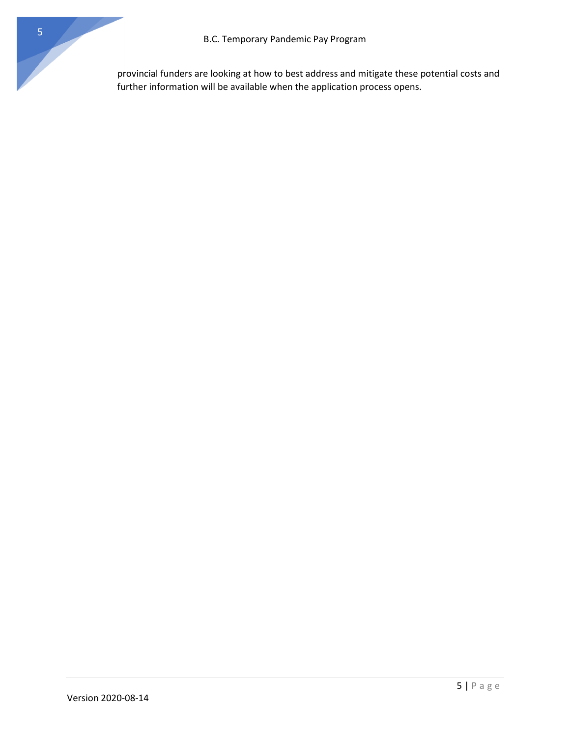provincial funders are looking at how to best address and mitigate these potential costs and further information will be available when the application process opens.

Version 2020-08-14